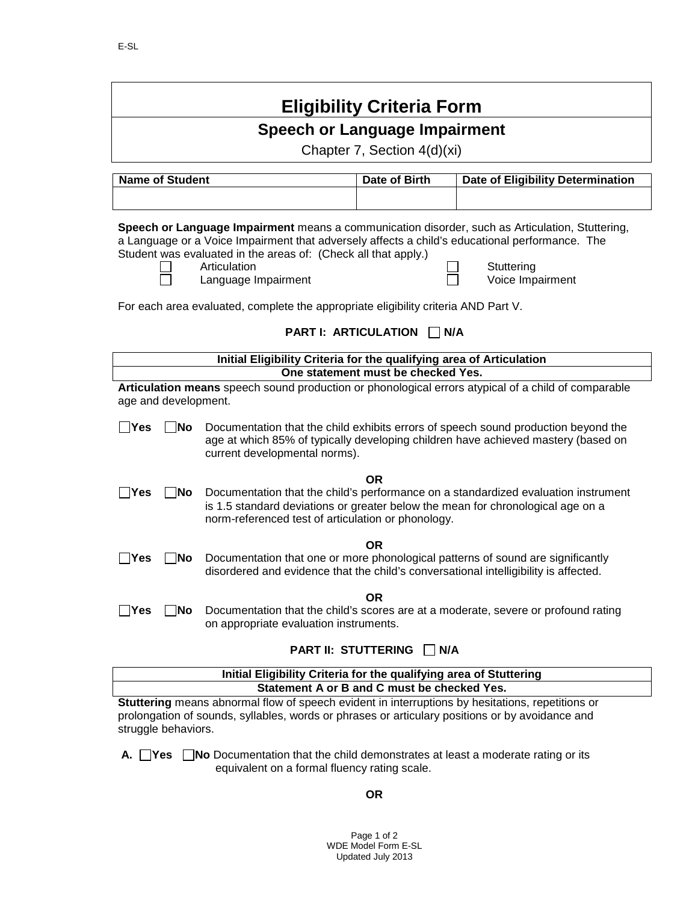# Eligibility Criteria Form

## Speech or Language Impairment

Chapter 7, Section 4(d)(xi)

| Name of Student | Date of Birth | Date of Eligibility Determination |
|---|---|---|
| | | |

**Speech or Language Impairment** means a communication disorder, such as Articulation, Stuttering, a Language or a Voice Impairment that adversely affects a child's educational performance. The Student was evaluated in the areas of: (Check all that apply.)

- ☐ Articulation
- ☐ Language Impairment
- ☐ Stuttering
- ☐ Voice Impairment

For each area evaluated, complete the appropriate eligibility criteria AND Part V.

### PART I: ARTICULATION ☐ N/A

| Initial Eligibility Criteria for the qualifying area of Articulation |
|---|
| One statement must be checked Yes. |

**Articulation means** speech sound production or phonological errors atypical of a child of comparable age and development.

☐**Yes** ☐**No** Documentation that the child exhibits errors of speech sound production beyond the age at which 85% of typically developing children have achieved mastery (based on current developmental norms).

**OR**

☐**Yes** ☐**No** Documentation that the child's performance on a standardized evaluation instrument is 1.5 standard deviations or greater below the mean for chronological age on a norm-referenced test of articulation or phonology.

**OR**

☐**Yes** ☐**No** Documentation that one or more phonological patterns of sound are significantly disordered and evidence that the child's conversational intelligibility is affected.

**OR**

☐**Yes** ☐**No** Documentation that the child's scores are at a moderate, severe or profound rating on appropriate evaluation instruments.

### PART II: STUTTERING ☐ N/A

| Initial Eligibility Criteria for the qualifying area of Stuttering |
|---|
| Statement A or B and C must be checked Yes. |

**Stuttering** means abnormal flow of speech evident in interruptions by hesitations, repetitions or prolongation of sounds, syllables, words or phrases or articulary positions or by avoidance and struggle behaviors.

**A.** ☐**Yes** ☐**No** Documentation that the child demonstrates at least a moderate rating or its equivalent on a formal fluency rating scale.

**OR**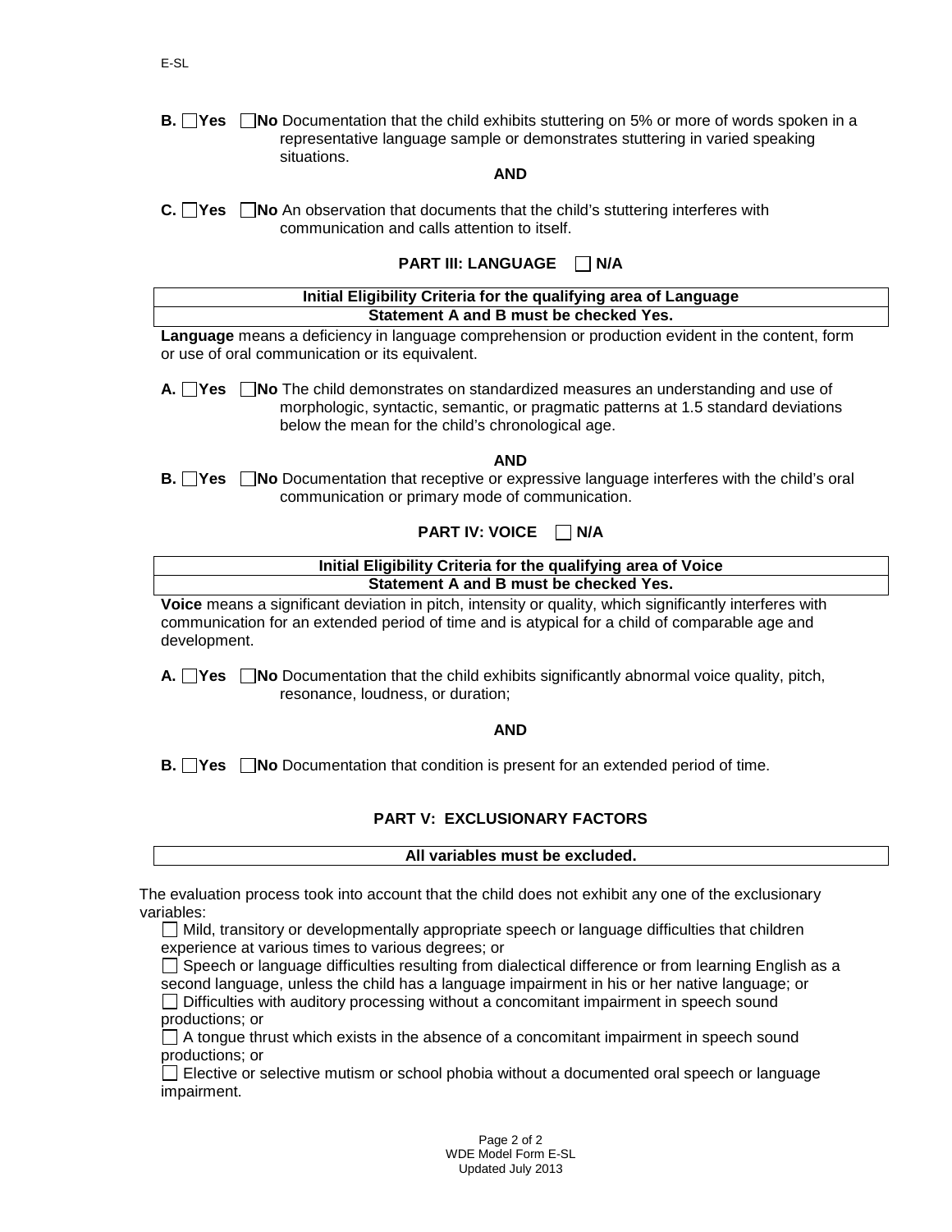**B.** ☐ **Yes** ☐ **No** Documentation that the child exhibits stuttering on 5% or more of words spoken in a representative language sample or demonstrates stuttering in varied speaking situations.

**AND**

**C.** ☐ **Yes** ☐ **No** An observation that documents that the child's stuttering interferes with communication and calls attention to itself.

## PART III: LANGUAGE ☐ N/A

| **Initial Eligibility Criteria for the qualifying area of Language** |
| --- |
| **Statement A and B must be checked Yes.** |

**Language** means a deficiency in language comprehension or production evident in the content, form or use of oral communication or its equivalent.

**A.** ☐ **Yes** ☐ **No** The child demonstrates on standardized measures an understanding and use of morphologic, syntactic, semantic, or pragmatic patterns at 1.5 standard deviations below the mean for the child's chronological age.

**AND**

**B.** ☐ **Yes** ☐ **No** Documentation that receptive or expressive language interferes with the child's oral communication or primary mode of communication.

## PART IV: VOICE ☐ N/A

| **Initial Eligibility Criteria for the qualifying area of Voice** |
| --- |
| **Statement A and B must be checked Yes.** |

**Voice** means a significant deviation in pitch, intensity or quality, which significantly interferes with communication for an extended period of time and is atypical for a child of comparable age and development.

**A.** ☐ **Yes** ☐ **No** Documentation that the child exhibits significantly abnormal voice quality, pitch, resonance, loudness, or duration;

**AND**

**B.** ☐ **Yes** ☐ **No** Documentation that condition is present for an extended period of time.

## PART V: EXCLUSIONARY FACTORS

| **All variables must be excluded.** |
| --- |

The evaluation process took into account that the child does not exhibit any one of the exclusionary variables:

☐ Mild, transitory or developmentally appropriate speech or language difficulties that children experience at various times to various degrees; or

☐ Speech or language difficulties resulting from dialectical difference or from learning English as a second language, unless the child has a language impairment in his or her native language; or

☐ Difficulties with auditory processing without a concomitant impairment in speech sound productions; or

☐ A tongue thrust which exists in the absence of a concomitant impairment in speech sound productions; or

☐ Elective or selective mutism or school phobia without a documented oral speech or language impairment.